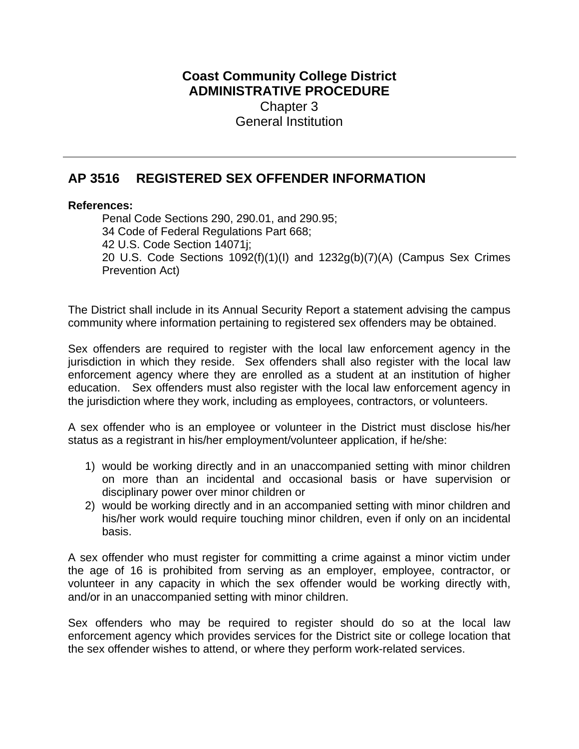**Coast Community College District**
**ADMINISTRATIVE PROCEDURE**
Chapter 3
General Institution

---

## AP 3516 REGISTERED SEX OFFENDER INFORMATION

**References:**

Penal Code Sections 290, 290.01, and 290.95;
34 Code of Federal Regulations Part 668;
42 U.S. Code Section 14071j;
20 U.S. Code Sections 1092(f)(1)(I) and 1232g(b)(7)(A) (Campus Sex Crimes Prevention Act)

The District shall include in its Annual Security Report a statement advising the campus community where information pertaining to registered sex offenders may be obtained.

Sex offenders are required to register with the local law enforcement agency in the jurisdiction in which they reside. Sex offenders shall also register with the local law enforcement agency where they are enrolled as a student at an institution of higher education. Sex offenders must also register with the local law enforcement agency in the jurisdiction where they work, including as employees, contractors, or volunteers.

A sex offender who is an employee or volunteer in the District must disclose his/her status as a registrant in his/her employment/volunteer application, if he/she:

1) would be working directly and in an unaccompanied setting with minor children on more than an incidental and occasional basis or have supervision or disciplinary power over minor children or
2) would be working directly and in an accompanied setting with minor children and his/her work would require touching minor children, even if only on an incidental basis.

A sex offender who must register for committing a crime against a minor victim under the age of 16 is prohibited from serving as an employer, employee, contractor, or volunteer in any capacity in which the sex offender would be working directly with, and/or in an unaccompanied setting with minor children.

Sex offenders who may be required to register should do so at the local law enforcement agency which provides services for the District site or college location that the sex offender wishes to attend, or where they perform work-related services.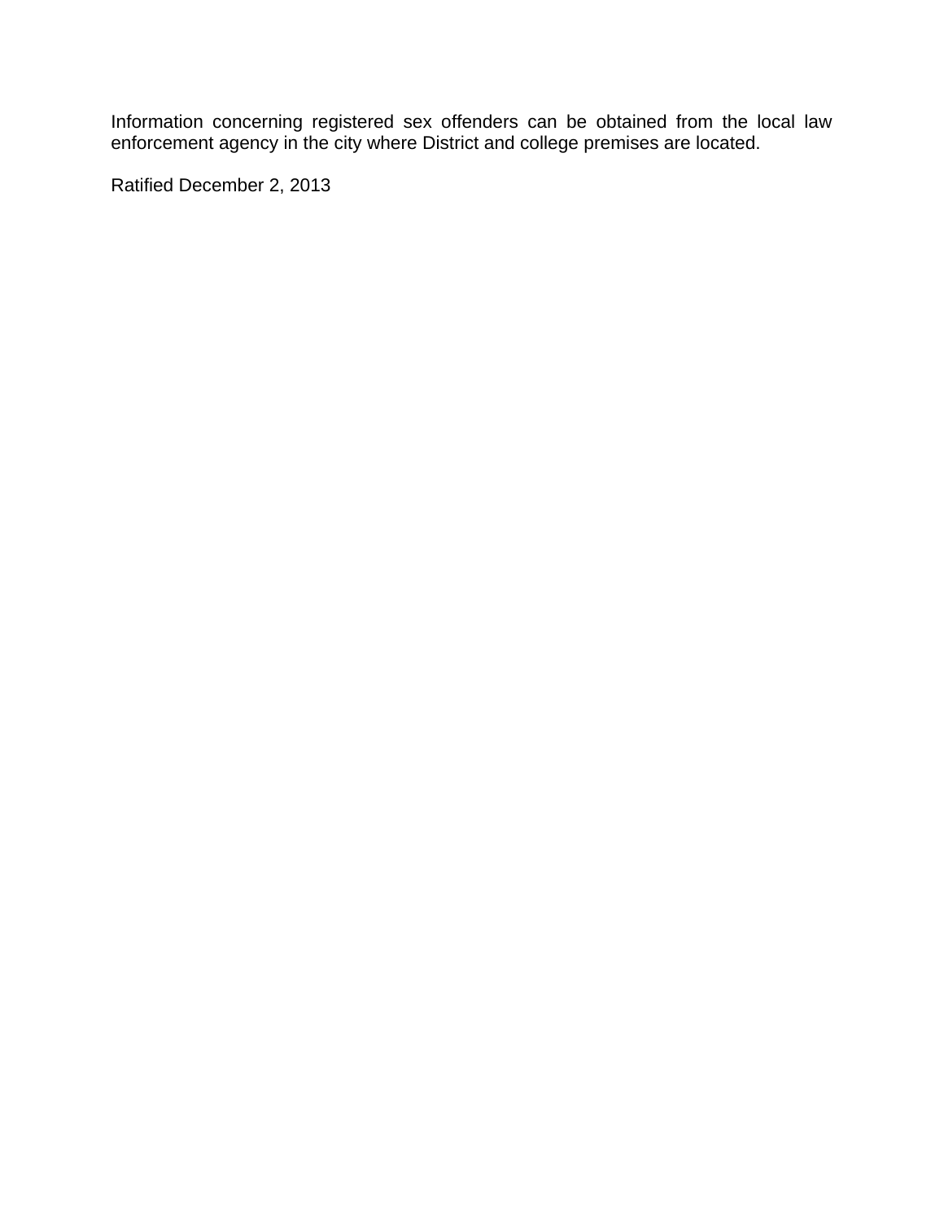Information concerning registered sex offenders can be obtained from the local law enforcement agency in the city where District and college premises are located.

Ratified December 2, 2013